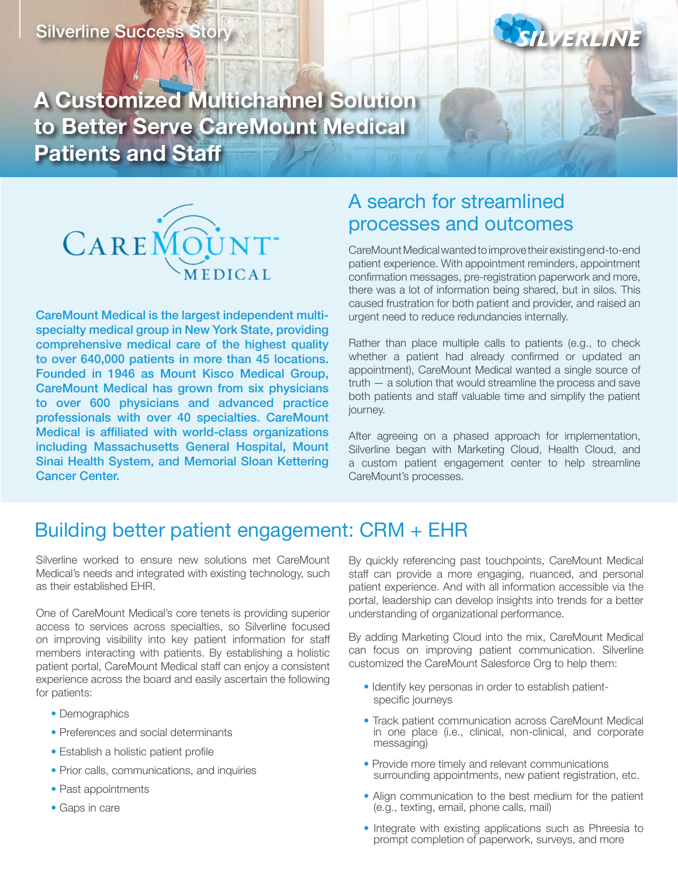Silverline Success Story

# A Customized Multichannel Solution to Better Serve CareMount Medical Patients and Staff

**CareMount Medical is the largest independent multi-specialty medical group in New York State, providing comprehensive medical care of the highest quality to over 640,000 patients in more than 45 locations. Founded in 1946 as Mount Kisco Medical Group, CareMount Medical has grown from six physicians to over 600 physicians and advanced practice professionals with over 40 specialties. CareMount Medical is affiliated with world-class organizations including Massachusetts General Hospital, Mount Sinai Health System, and Memorial Sloan Kettering Cancer Center.**

## A search for streamlined processes and outcomes

CareMount Medical wanted to improve their existing end-to-end patient experience. With appointment reminders, appointment confirmation messages, pre-registration paperwork and more, there was a lot of information being shared, but in silos. This caused frustration for both patient and provider, and raised an urgent need to reduce redundancies internally.

Rather than place multiple calls to patients (e.g., to check whether a patient had already confirmed or updated an appointment), CareMount Medical wanted a single source of truth — a solution that would streamline the process and save both patients and staff valuable time and simplify the patient journey.

After agreeing on a phased approach for implementation, Silverline began with Marketing Cloud, Health Cloud, and a custom patient engagement center to help streamline CareMount's processes.

## Building better patient engagement: CRM + EHR

Silverline worked to ensure new solutions met CareMount Medical's needs and integrated with existing technology, such as their established EHR.

One of CareMount Medical's core tenets is providing superior access to services across specialties, so Silverline focused on improving visibility into key patient information for staff members interacting with patients. By establishing a holistic patient portal, CareMount Medical staff can enjoy a consistent experience across the board and easily ascertain the following for patients:

- Demographics
- Preferences and social determinants
- Establish a holistic patient profile
- Prior calls, communications, and inquiries
- Past appointments
- Gaps in care

By quickly referencing past touchpoints, CareMount Medical staff can provide a more engaging, nuanced, and personal patient experience. And with all information accessible via the portal, leadership can develop insights into trends for a better understanding of organizational performance.

By adding Marketing Cloud into the mix, CareMount Medical can focus on improving patient communication. Silverline customized the CareMount Salesforce Org to help them:

- Identify key personas in order to establish patient-specific journeys
- Track patient communication across CareMount Medical in one place (i.e., clinical, non-clinical, and corporate messaging)
- Provide more timely and relevant communications surrounding appointments, new patient registration, etc.
- Align communication to the best medium for the patient (e.g., texting, email, phone calls, mail)
- Integrate with existing applications such as Phreesia to prompt completion of paperwork, surveys, and more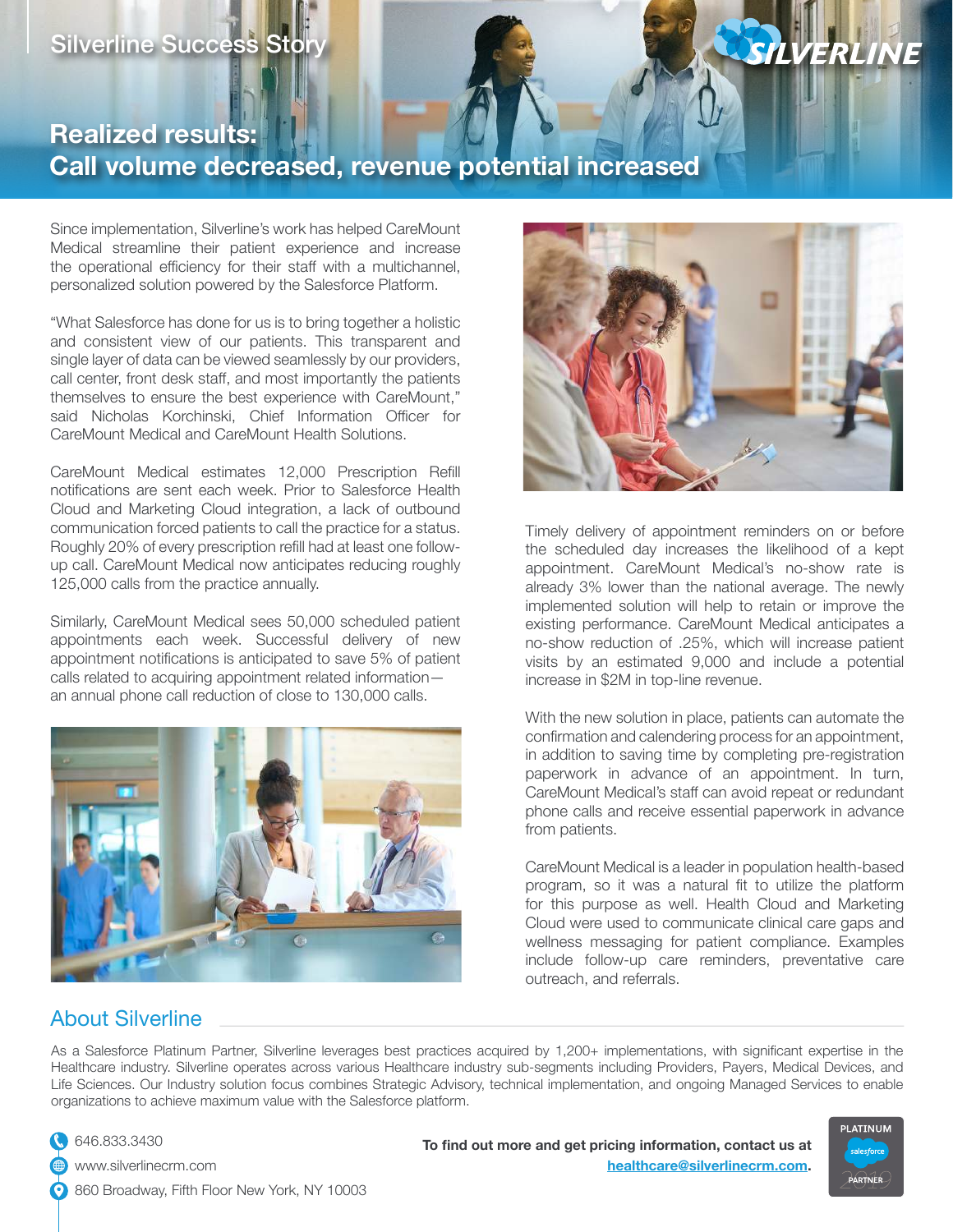Silverline Success Story

# Realized results: Call volume decreased, revenue potential increased

Since implementation, Silverline's work has helped CareMount Medical streamline their patient experience and increase the operational efficiency for their staff with a multichannel, personalized solution powered by the Salesforce Platform.

"What Salesforce has done for us is to bring together a holistic and consistent view of our patients. This transparent and single layer of data can be viewed seamlessly by our providers, call center, front desk staff, and most importantly the patients themselves to ensure the best experience with CareMount," said Nicholas Korchinski, Chief Information Officer for CareMount Medical and CareMount Health Solutions.

CareMount Medical estimates 12,000 Prescription Refill notifications are sent each week. Prior to Salesforce Health Cloud and Marketing Cloud integration, a lack of outbound communication forced patients to call the practice for a status. Roughly 20% of every prescription refill had at least one follow-up call. CareMount Medical now anticipates reducing roughly 125,000 calls from the practice annually.

Similarly, CareMount Medical sees 50,000 scheduled patient appointments each week. Successful delivery of new appointment notifications is anticipated to save 5% of patient calls related to acquiring appointment related information—an annual phone call reduction of close to 130,000 calls.

Timely delivery of appointment reminders on or before the scheduled day increases the likelihood of a kept appointment. CareMount Medical's no-show rate is already 3% lower than the national average. The newly implemented solution will help to retain or improve the existing performance. CareMount Medical anticipates a no-show reduction of .25%, which will increase patient visits by an estimated 9,000 and include a potential increase in $2M in top-line revenue.

With the new solution in place, patients can automate the confirmation and calendering process for an appointment, in addition to saving time by completing pre-registration paperwork in advance of an appointment. In turn, CareMount Medical's staff can avoid repeat or redundant phone calls and receive essential paperwork in advance from patients.

CareMount Medical is a leader in population health-based program, so it was a natural fit to utilize the platform for this purpose as well. Health Cloud and Marketing Cloud were used to communicate clinical care gaps and wellness messaging for patient compliance. Examples include follow-up care reminders, preventative care outreach, and referrals.

## About Silverline

As a Salesforce Platinum Partner, Silverline leverages best practices acquired by 1,200+ implementations, with significant expertise in the Healthcare industry. Silverline operates across various Healthcare industry sub-segments including Providers, Payers, Medical Devices, and Life Sciences. Our Industry solution focus combines Strategic Advisory, technical implementation, and ongoing Managed Services to enable organizations to achieve maximum value with the Salesforce platform.

646.833.3430

www.silverlinecrm.com

860 Broadway, Fifth Floor New York, NY 10003

**To find out more and get pricing information, contact us at healthcare@silverlinecrm.com.**